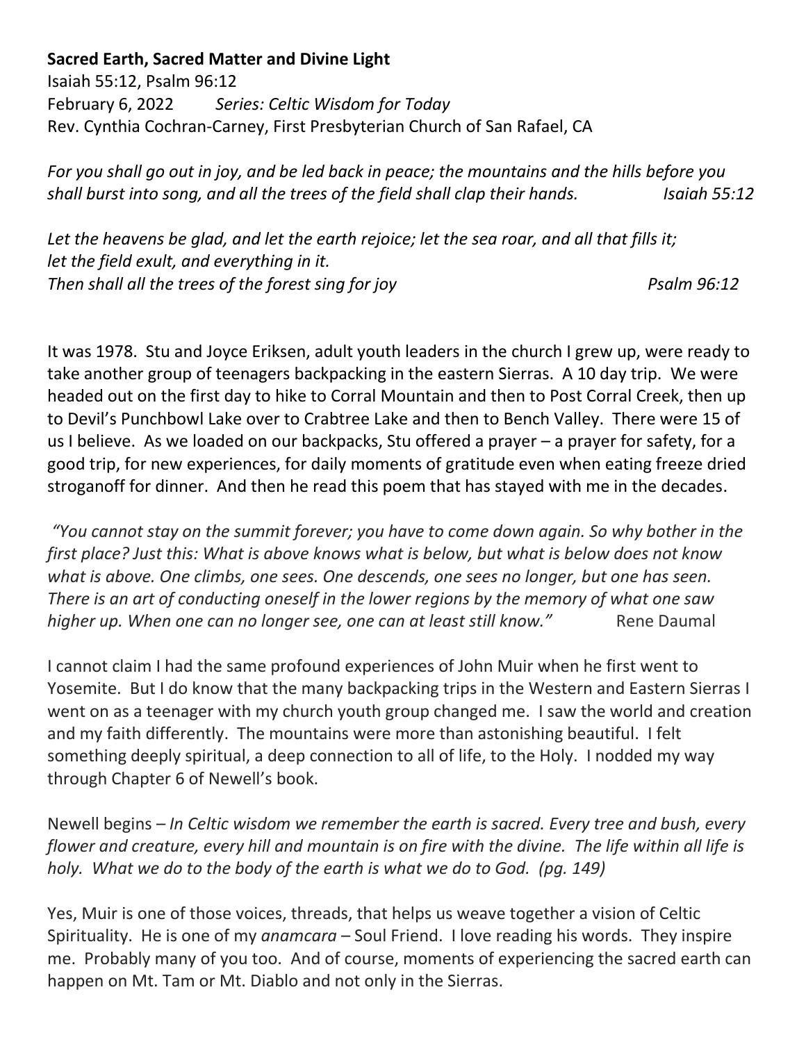**Sacred Earth, Sacred Matter and Divine Light**
Isaiah 55:12, Psalm 96:12
February 6, 2022 *Series: Celtic Wisdom for Today*
Rev. Cynthia Cochran-Carney, First Presbyterian Church of San Rafael, CA

*For you shall go out in joy, and be led back in peace; the mountains and the hills before you shall burst into song, and all the trees of the field shall clap their hands.* *Isaiah 55:12*

*Let the heavens be glad, and let the earth rejoice; let the sea roar, and all that fills it;*
*let the field exult, and everything in it.*
*Then shall all the trees of the forest sing for joy* *Psalm 96:12*

It was 1978. Stu and Joyce Eriksen, adult youth leaders in the church I grew up, were ready to take another group of teenagers backpacking in the eastern Sierras. A 10 day trip. We were headed out on the first day to hike to Corral Mountain and then to Post Corral Creek, then up to Devil's Punchbowl Lake over to Crabtree Lake and then to Bench Valley. There were 15 of us I believe. As we loaded on our backpacks, Stu offered a prayer – a prayer for safety, for a good trip, for new experiences, for daily moments of gratitude even when eating freeze dried stroganoff for dinner. And then he read this poem that has stayed with me in the decades.

*"You cannot stay on the summit forever; you have to come down again. So why bother in the first place? Just this: What is above knows what is below, but what is below does not know what is above. One climbs, one sees. One descends, one sees no longer, but one has seen. There is an art of conducting oneself in the lower regions by the memory of what one saw higher up. When one can no longer see, one can at least still know."* Rene Daumal

I cannot claim I had the same profound experiences of John Muir when he first went to Yosemite. But I do know that the many backpacking trips in the Western and Eastern Sierras I went on as a teenager with my church youth group changed me. I saw the world and creation and my faith differently. The mountains were more than astonishing beautiful. I felt something deeply spiritual, a deep connection to all of life, to the Holy. I nodded my way through Chapter 6 of Newell's book.

Newell begins – *In Celtic wisdom we remember the earth is sacred. Every tree and bush, every flower and creature, every hill and mountain is on fire with the divine. The life within all life is holy. What we do to the body of the earth is what we do to God. (pg. 149)*

Yes, Muir is one of those voices, threads, that helps us weave together a vision of Celtic Spirituality. He is one of my *anamcara* – Soul Friend. I love reading his words. They inspire me. Probably many of you too. And of course, moments of experiencing the sacred earth can happen on Mt. Tam or Mt. Diablo and not only in the Sierras.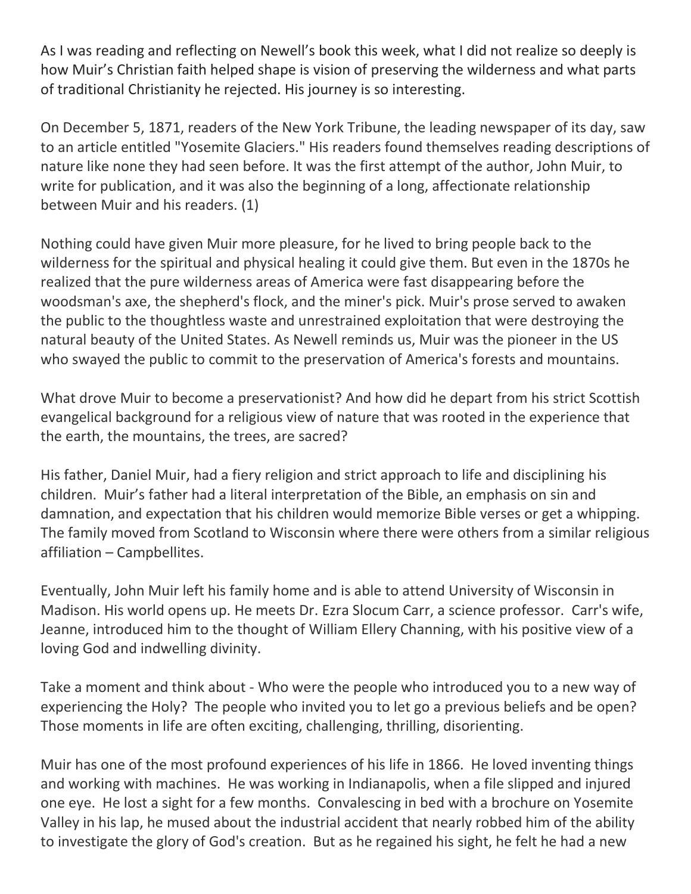As I was reading and reflecting on Newell's book this week, what I did not realize so deeply is how Muir's Christian faith helped shape is vision of preserving the wilderness and what parts of traditional Christianity he rejected. His journey is so interesting.

On December 5, 1871, readers of the New York Tribune, the leading newspaper of its day, saw to an article entitled "Yosemite Glaciers." His readers found themselves reading descriptions of nature like none they had seen before. It was the first attempt of the author, John Muir, to write for publication, and it was also the beginning of a long, affectionate relationship between Muir and his readers. (1)

Nothing could have given Muir more pleasure, for he lived to bring people back to the wilderness for the spiritual and physical healing it could give them. But even in the 1870s he realized that the pure wilderness areas of America were fast disappearing before the woodsman's axe, the shepherd's flock, and the miner's pick. Muir's prose served to awaken the public to the thoughtless waste and unrestrained exploitation that were destroying the natural beauty of the United States. As Newell reminds us, Muir was the pioneer in the US who swayed the public to commit to the preservation of America's forests and mountains.

What drove Muir to become a preservationist? And how did he depart from his strict Scottish evangelical background for a religious view of nature that was rooted in the experience that the earth, the mountains, the trees, are sacred?

His father, Daniel Muir, had a fiery religion and strict approach to life and disciplining his children. Muir's father had a literal interpretation of the Bible, an emphasis on sin and damnation, and expectation that his children would memorize Bible verses or get a whipping. The family moved from Scotland to Wisconsin where there were others from a similar religious affiliation – Campbellites.

Eventually, John Muir left his family home and is able to attend University of Wisconsin in Madison. His world opens up. He meets Dr. Ezra Slocum Carr, a science professor. Carr's wife, Jeanne, introduced him to the thought of William Ellery Channing, with his positive view of a loving God and indwelling divinity.

Take a moment and think about - Who were the people who introduced you to a new way of experiencing the Holy? The people who invited you to let go a previous beliefs and be open? Those moments in life are often exciting, challenging, thrilling, disorienting.

Muir has one of the most profound experiences of his life in 1866. He loved inventing things and working with machines. He was working in Indianapolis, when a file slipped and injured one eye. He lost a sight for a few months. Convalescing in bed with a brochure on Yosemite Valley in his lap, he mused about the industrial accident that nearly robbed him of the ability to investigate the glory of God's creation. But as he regained his sight, he felt he had a new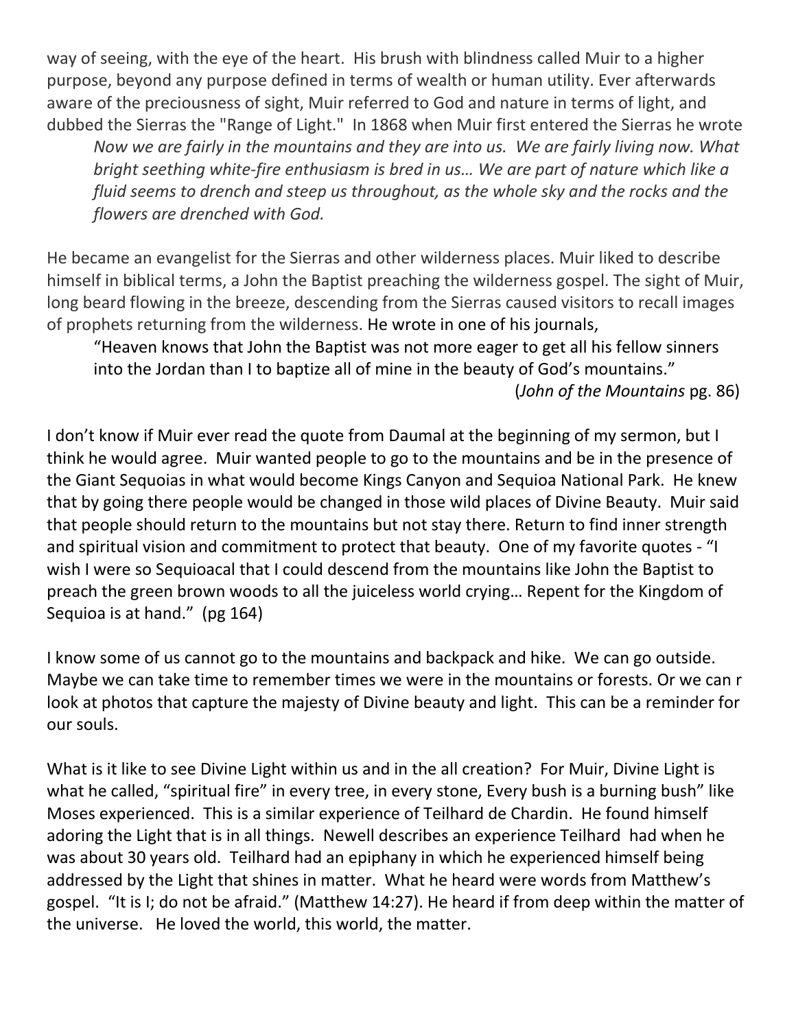way of seeing, with the eye of the heart. His brush with blindness called Muir to a higher purpose, beyond any purpose defined in terms of wealth or human utility. Ever afterwards aware of the preciousness of sight, Muir referred to God and nature in terms of light, and dubbed the Sierras the "Range of Light." In 1868 when Muir first entered the Sierras he wrote

> *Now we are fairly in the mountains and they are into us. We are fairly living now. What bright seething white-fire enthusiasm is bred in us… We are part of nature which like a fluid seems to drench and steep us throughout, as the whole sky and the rocks and the flowers are drenched with God.*

He became an evangelist for the Sierras and other wilderness places. Muir liked to describe himself in biblical terms, a John the Baptist preaching the wilderness gospel. The sight of Muir, long beard flowing in the breeze, descending from the Sierras caused visitors to recall images of prophets returning from the wilderness. He wrote in one of his journals,

> "Heaven knows that John the Baptist was not more eager to get all his fellow sinners into the Jordan than I to baptize all of mine in the beauty of God's mountains."
>
> (*John of the Mountains* pg. 86)

I don't know if Muir ever read the quote from Daumal at the beginning of my sermon, but I think he would agree. Muir wanted people to go to the mountains and be in the presence of the Giant Sequoias in what would become Kings Canyon and Sequioa National Park. He knew that by going there people would be changed in those wild places of Divine Beauty. Muir said that people should return to the mountains but not stay there. Return to find inner strength and spiritual vision and commitment to protect that beauty. One of my favorite quotes - "I wish I were so Sequioacal that I could descend from the mountains like John the Baptist to preach the green brown woods to all the juiceless world crying… Repent for the Kingdom of Sequioa is at hand." (pg 164)

I know some of us cannot go to the mountains and backpack and hike. We can go outside. Maybe we can take time to remember times we were in the mountains or forests. Or we can r look at photos that capture the majesty of Divine beauty and light. This can be a reminder for our souls.

What is it like to see Divine Light within us and in the all creation? For Muir, Divine Light is what he called, "spiritual fire" in every tree, in every stone, Every bush is a burning bush" like Moses experienced. This is a similar experience of Teilhard de Chardin. He found himself adoring the Light that is in all things. Newell describes an experience Teilhard had when he was about 30 years old. Teilhard had an epiphany in which he experienced himself being addressed by the Light that shines in matter. What he heard were words from Matthew's gospel. "It is I; do not be afraid." (Matthew 14:27). He heard if from deep within the matter of the universe. He loved the world, this world, the matter.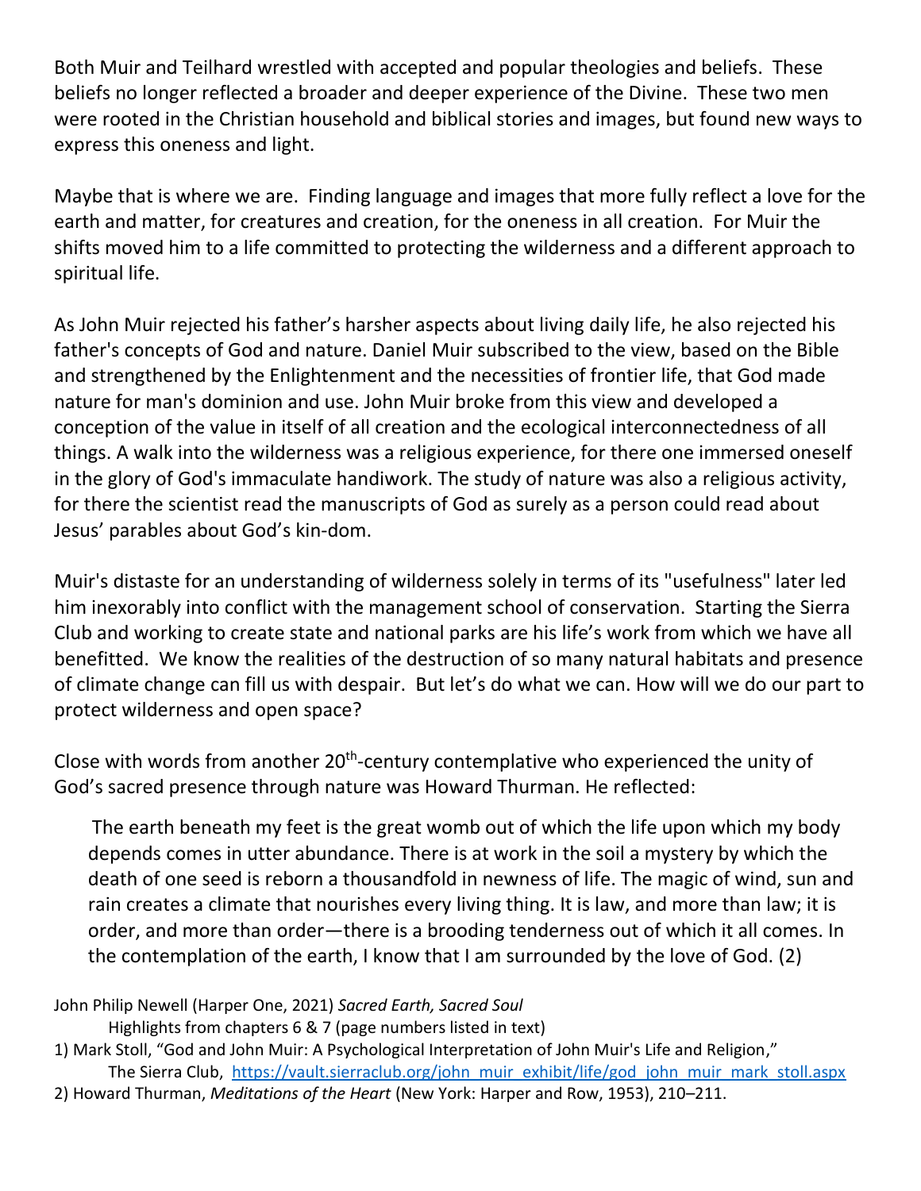Both Muir and Teilhard wrestled with accepted and popular theologies and beliefs. These beliefs no longer reflected a broader and deeper experience of the Divine. These two men were rooted in the Christian household and biblical stories and images, but found new ways to express this oneness and light.

Maybe that is where we are. Finding language and images that more fully reflect a love for the earth and matter, for creatures and creation, for the oneness in all creation. For Muir the shifts moved him to a life committed to protecting the wilderness and a different approach to spiritual life.

As John Muir rejected his father's harsher aspects about living daily life, he also rejected his father's concepts of God and nature. Daniel Muir subscribed to the view, based on the Bible and strengthened by the Enlightenment and the necessities of frontier life, that God made nature for man's dominion and use. John Muir broke from this view and developed a conception of the value in itself of all creation and the ecological interconnectedness of all things. A walk into the wilderness was a religious experience, for there one immersed oneself in the glory of God's immaculate handiwork. The study of nature was also a religious activity, for there the scientist read the manuscripts of God as surely as a person could read about Jesus' parables about God's kin-dom.

Muir's distaste for an understanding of wilderness solely in terms of its "usefulness" later led him inexorably into conflict with the management school of conservation. Starting the Sierra Club and working to create state and national parks are his life's work from which we have all benefitted. We know the realities of the destruction of so many natural habitats and presence of climate change can fill us with despair. But let's do what we can. How will we do our part to protect wilderness and open space?

Close with words from another 20th-century contemplative who experienced the unity of God's sacred presence through nature was Howard Thurman. He reflected:

> The earth beneath my feet is the great womb out of which the life upon which my body depends comes in utter abundance. There is at work in the soil a mystery by which the death of one seed is reborn a thousandfold in newness of life. The magic of wind, sun and rain creates a climate that nourishes every living thing. It is law, and more than law; it is order, and more than order—there is a brooding tenderness out of which it all comes. In the contemplation of the earth, I know that I am surrounded by the love of God. (2)

John Philip Newell (Harper One, 2021) *Sacred Earth, Sacred Soul*
Highlights from chapters 6 & 7 (page numbers listed in text)

1) Mark Stoll, "God and John Muir: A Psychological Interpretation of John Muir's Life and Religion," The Sierra Club, https://vault.sierraclub.org/john_muir_exhibit/life/god_john_muir_mark_stoll.aspx

2) Howard Thurman, *Meditations of the Heart* (New York: Harper and Row, 1953), 210–211.